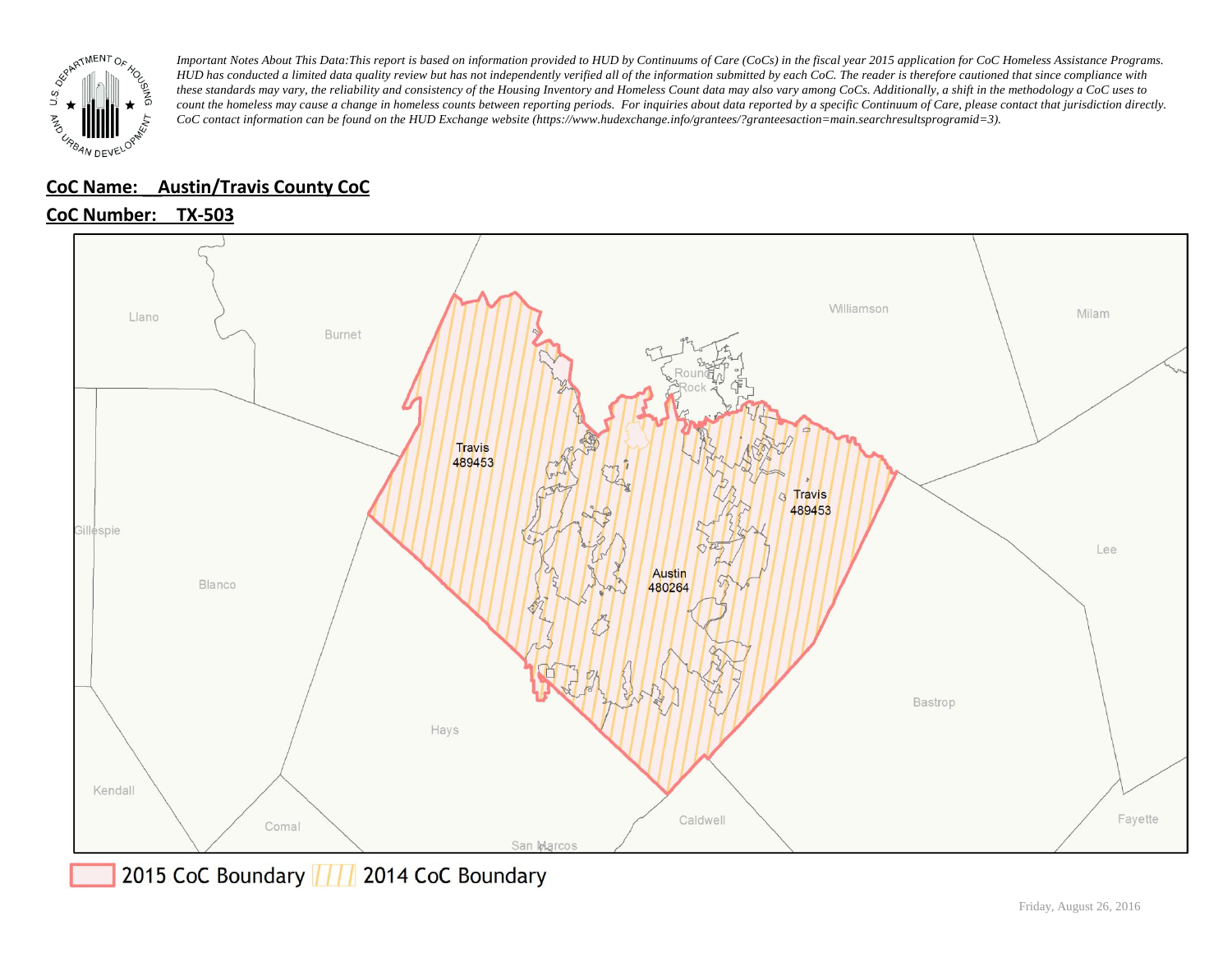*Important Notes About This Data:This report is based on information provided to HUD by Continuums of Care (CoCs) in the fiscal year 2015 application for CoC Homeless Assistance Programs. HUD has conducted a limited data quality review but has not independently verified all of the information submitted by each CoC. The reader is therefore cautioned that since compliance with these standards may vary, the reliability and consistency of the Housing Inventory and Homeless Count data may also vary among CoCs. Additionally, a shift in the methodology a CoC uses to count the homeless may cause a change in homeless counts between reporting periods. For inquiries about data reported by a specific Continuum of Care, please contact that jurisdiction directly. CoC contact information can be found on the HUD Exchange website (https://www.hudexchange.info/grantees/?granteesaction=main.searchresultsprogramid=3).*

**CoC Name: Austin/Travis County CoC**

**CoC Number: TX-503**

Llano
Burnet
Williamson
Milam
Round Rock
Travis 489453
Travis 489453
Gillespie
Lee
Blanco
Austin 480264
Bastrop
Hays
Kendall
Caldwell
Fayette
Comal
San Marcos

2015 CoC Boundary | 2014 CoC Boundary

Friday, August 26, 2016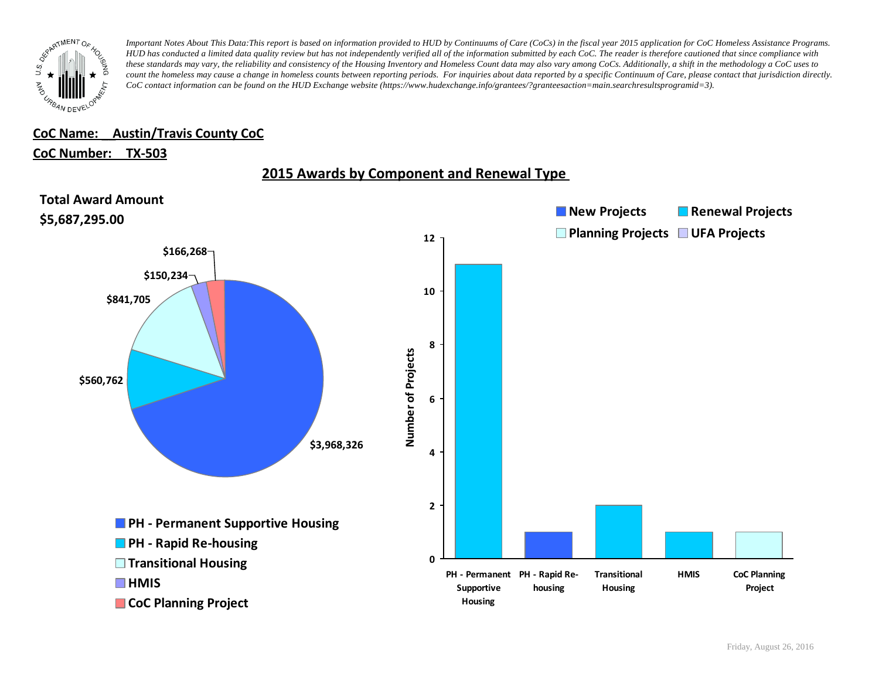*Important Notes About This Data:This report is based on information provided to HUD by Continuums of Care (CoCs) in the fiscal year 2015 application for CoC Homeless Assistance Programs. HUD has conducted a limited data quality review but has not independently verified all of the information submitted by each CoC. The reader is therefore cautioned that since compliance with these standards may vary, the reliability and consistency of the Housing Inventory and Homeless Count data may also vary among CoCs. Additionally, a shift in the methodology a CoC uses to count the homeless may cause a change in homeless counts between reporting periods. For inquiries about data reported by a specific Continuum of Care, please contact that jurisdiction directly. CoC contact information can be found on the HUD Exchange website (https://www.hudexchange.info/grantees/?granteesaction=main.searchresultsprogramid=3).*

**CoC Name: Austin/Travis County CoC**

**CoC Number: TX-503**

## 2015 Awards by Component and Renewal Type

**Total Award Amount**
**$5,687,295.00**

| Component | Award Amount |
| --- | --- |
| PH - Permanent Supportive Housing | $3,968,326 |
| PH - Rapid Re-housing | $560,762 |
| Transitional Housing | $841,705 |
| HMIS | $150,234 |
| CoC Planning Project | $166,268 |

| Component | Number of Projects | Type |
| --- | --- | --- |
| PH - Permanent Supportive Housing | 11 | Renewal Projects |
| PH - Rapid Re-housing | 1 | New Projects |
| Transitional Housing | 2 | Renewal Projects |
| HMIS | 1 | Renewal Projects |
| CoC Planning Project | 1 | Planning Projects |

Friday, August 26, 2016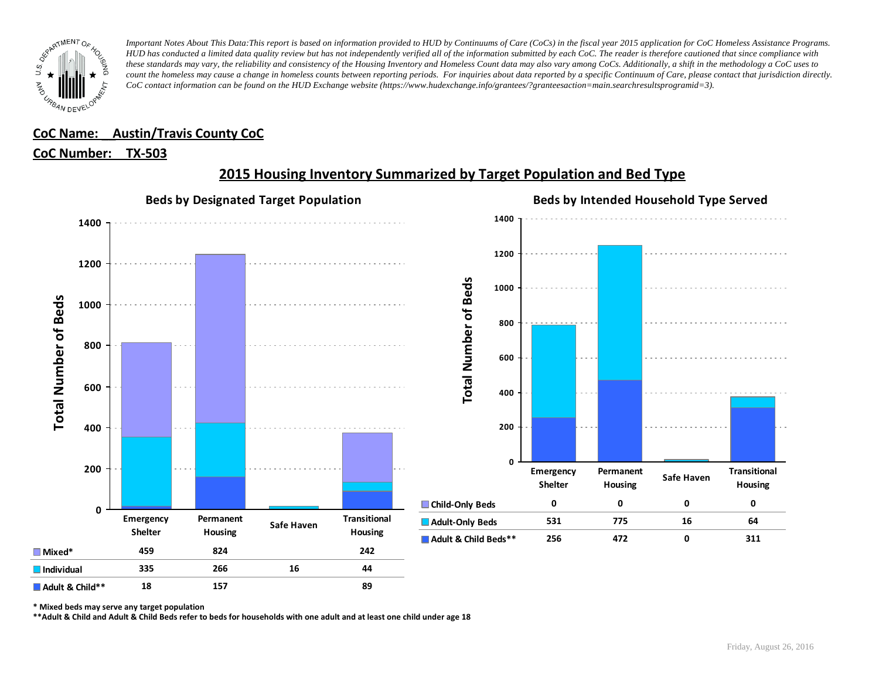*Important Notes About This Data: This report is based on information provided to HUD by Continuums of Care (CoCs) in the fiscal year 2015 application for CoC Homeless Assistance Programs. HUD has conducted a limited data quality review but has not independently verified all of the information submitted by each CoC. The reader is therefore cautioned that since compliance with these standards may vary, the reliability and consistency of the Housing Inventory and Homeless Count data may also vary among CoCs. Additionally, a shift in the methodology a CoC uses to count the homeless may cause a change in homeless counts between reporting periods. For inquiries about data reported by a specific Continuum of Care, please contact that jurisdiction directly. CoC contact information can be found on the HUD Exchange website (https://www.hudexchange.info/grantees/?granteesaction=main.searchresultsprogramid=3).*

**CoC Name: Austin/Travis County CoC**

**CoC Number: TX-503**

## 2015 Housing Inventory Summarized by Target Population and Bed Type

### Beds by Designated Target Population

| | Emergency Shelter | Permanent Housing | Safe Haven | Transitional Housing |
|---|---|---|---|---|
| Mixed* | 459 | 824 | | 242 |
| Individual | 335 | 266 | 16 | 44 |
| Adult & Child** | 18 | 157 | | 89 |

### Beds by Intended Household Type Served

| | Emergency Shelter | Permanent Housing | Safe Haven | Transitional Housing |
|---|---|---|---|---|
| Child-Only Beds | 0 | 0 | 0 | 0 |
| Adult-Only Beds | 531 | 775 | 16 | 64 |
| Adult & Child Beds** | 256 | 472 | 0 | 311 |

\* Mixed beds may serve any target population

\*\*Adult & Child and Adult & Child Beds refer to beds for households with one adult and at least one child under age 18

Friday, August 26, 2016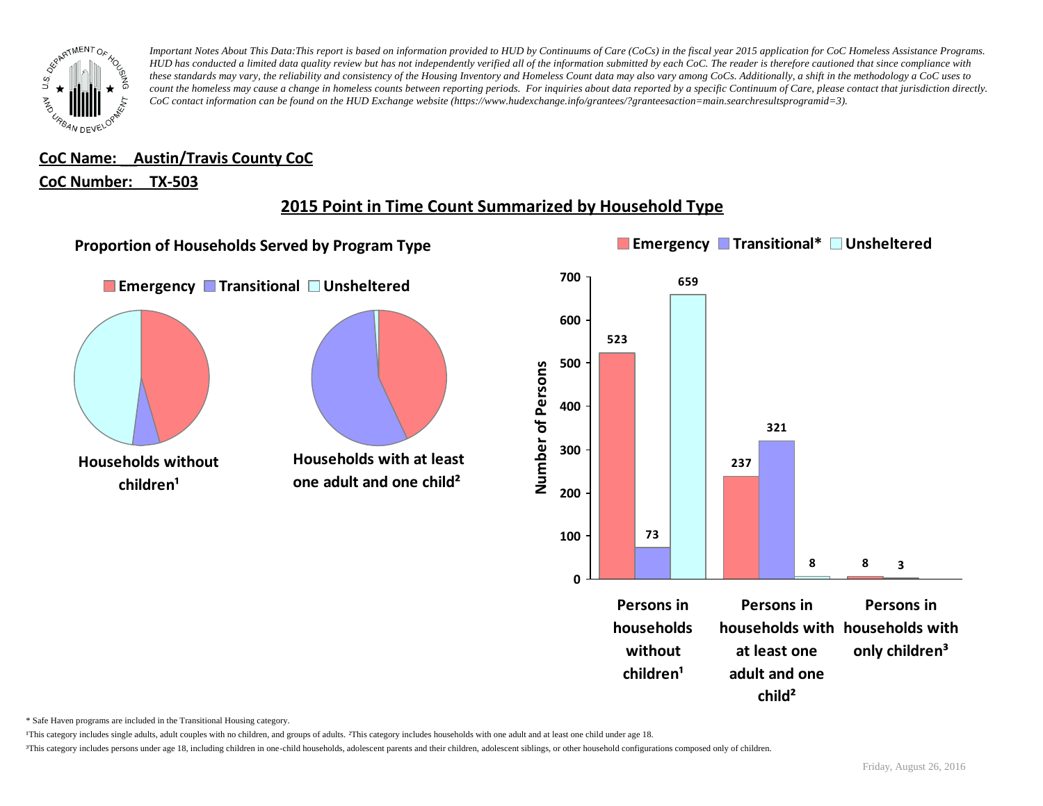*Important Notes About This Data:This report is based on information provided to HUD by Continuums of Care (CoCs) in the fiscal year 2015 application for CoC Homeless Assistance Programs. HUD has conducted a limited data quality review but has not independently verified all of the information submitted by each CoC. The reader is therefore cautioned that since compliance with these standards may vary, the reliability and consistency of the Housing Inventory and Homeless Count data may also vary among CoCs. Additionally, a shift in the methodology a CoC uses to count the homeless may cause a change in homeless counts between reporting periods. For inquiries about data reported by a specific Continuum of Care, please contact that jurisdiction directly. CoC contact information can be found on the HUD Exchange website (https://www.hudexchange.info/grantees/?granteesaction=main.searchresultsprogramid=3).*

**CoC Name: Austin/Travis County CoC**

**CoC Number: TX-503**

## 2015 Point in Time Count Summarized by Household Type

### Proportion of Households Served by Program Type

Emergency | Transitional | Unsheltered

Households without children¹

Households with at least one adult and one child²

Emergency | Transitional* | Unsheltered

| | Emergency | Transitional* | Unsheltered |
|---|---|---|---|
| Persons in households without children¹ | 523 | 73 | 659 |
| Persons in households with at least one adult and one child² | 237 | 321 | 8 |
| Persons in households with only children³ | 8 | 3 | |

\* Safe Haven programs are included in the Transitional Housing category.

¹This category includes single adults, adult couples with no children, and groups of adults. ²This category includes households with one adult and at least one child under age 18.

³This category includes persons under age 18, including children in one-child households, adolescent parents and their children, adolescent siblings, or other household configurations composed only of children.

Friday, August 26, 2016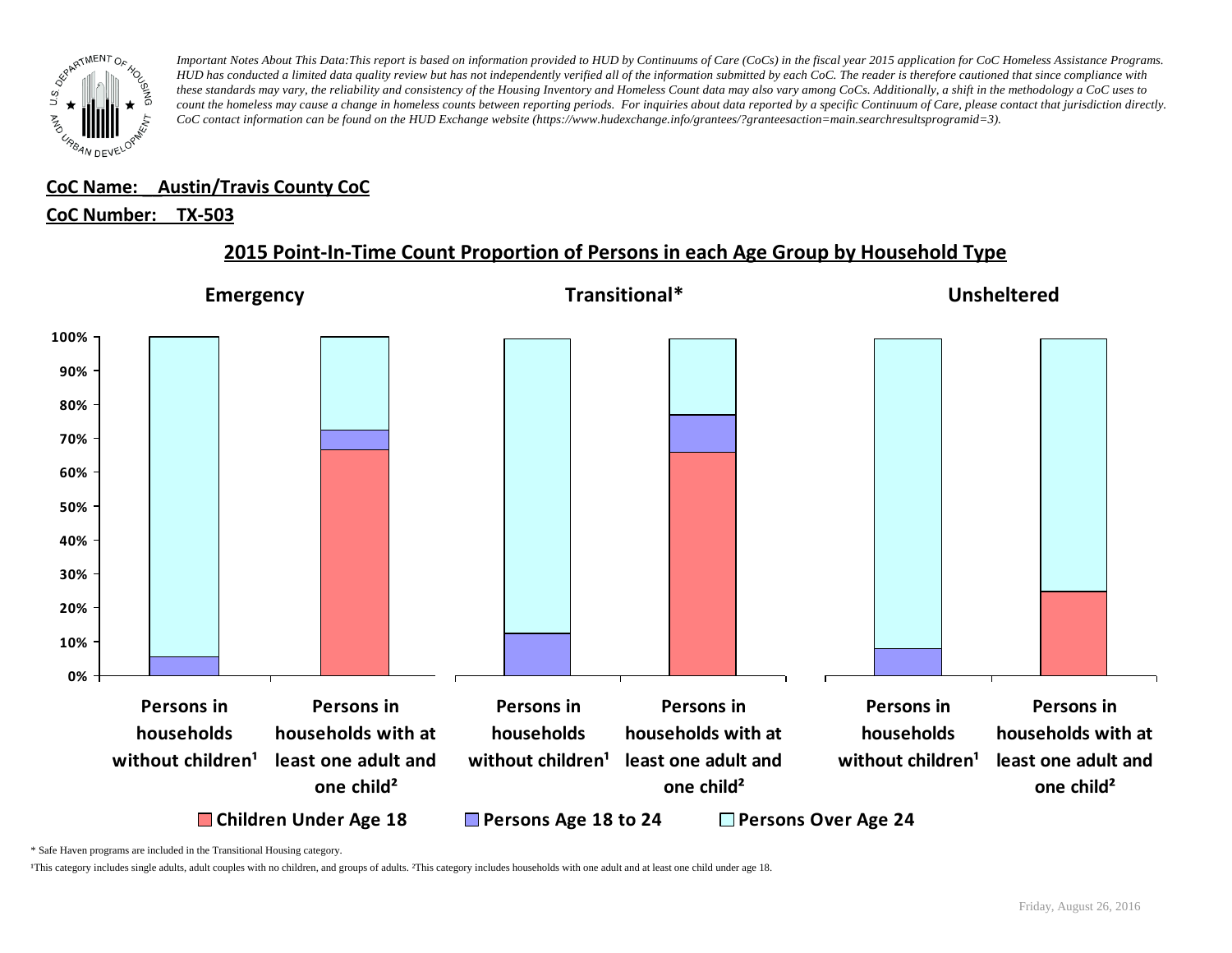*Important Notes About This Data:This report is based on information provided to HUD by Continuums of Care (CoCs) in the fiscal year 2015 application for CoC Homeless Assistance Programs. HUD has conducted a limited data quality review but has not independently verified all of the information submitted by each CoC. The reader is therefore cautioned that since compliance with these standards may vary, the reliability and consistency of the Housing Inventory and Homeless Count data may also vary among CoCs. Additionally, a shift in the methodology a CoC uses to count the homeless may cause a change in homeless counts between reporting periods. For inquiries about data reported by a specific Continuum of Care, please contact that jurisdiction directly. CoC contact information can be found on the HUD Exchange website (https://www.hudexchange.info/grantees/?granteesaction=main.searchresultsprogramid=3).*

**CoC Name: Austin/Travis County CoC**

**CoC Number: TX-503**

## 2015 Point-In-Time Count Proportion of Persons in each Age Group by Household Type

**Emergency** | **Transitional*** | **Unsheltered**

Persons in households without children¹ | Persons in households with at least one adult and one child²

Children Under Age 18 | Persons Age 18 to 24 | Persons Over Age 24

\* Safe Haven programs are included in the Transitional Housing category.

¹This category includes single adults, adult couples with no children, and groups of adults. ²This category includes households with one adult and at least one child under age 18.

Friday, August 26, 2016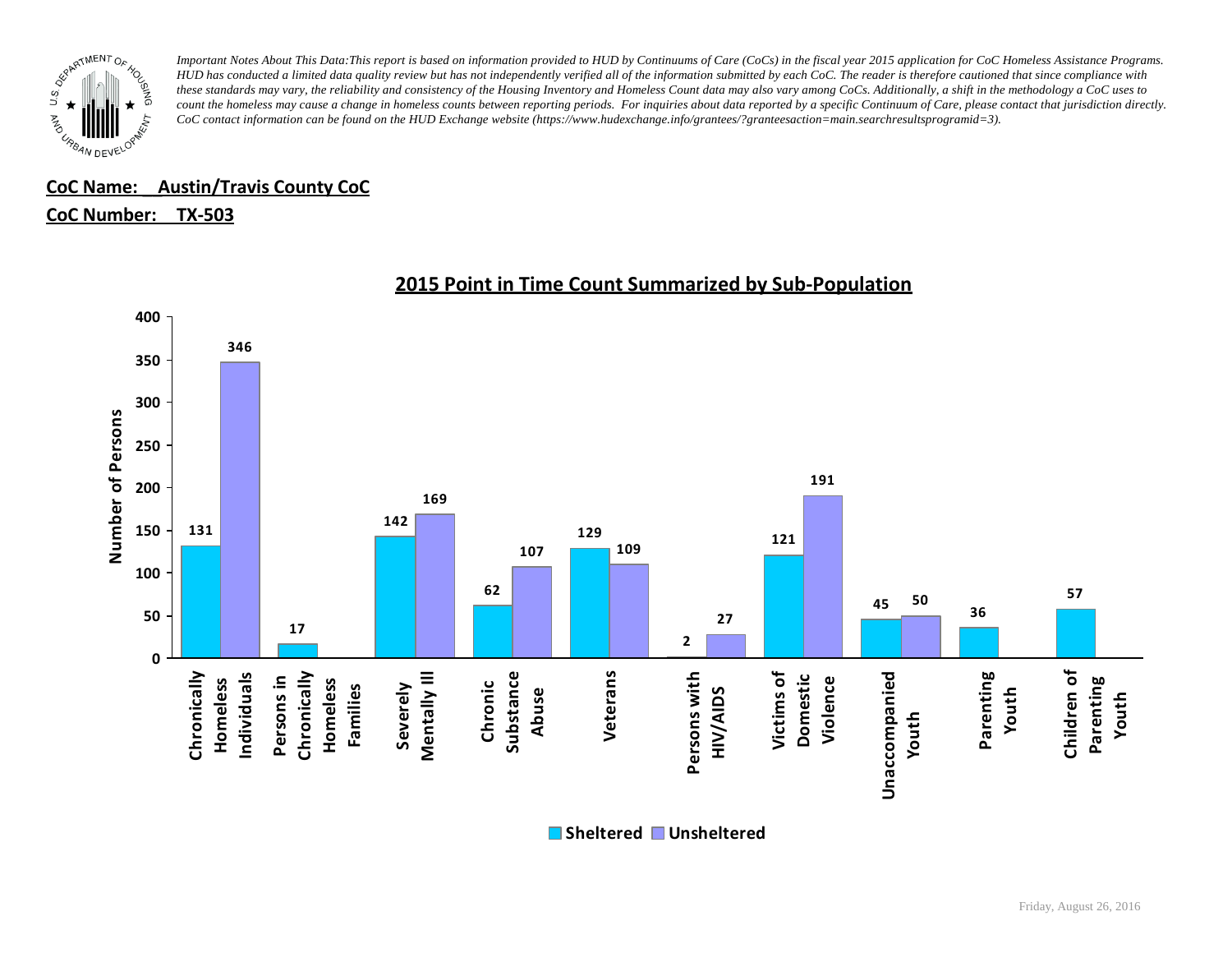*Important Notes About This Data:This report is based on information provided to HUD by Continuums of Care (CoCs) in the fiscal year 2015 application for CoC Homeless Assistance Programs. HUD has conducted a limited data quality review but has not independently verified all of the information submitted by each CoC. The reader is therefore cautioned that since compliance with these standards may vary, the reliability and consistency of the Housing Inventory and Homeless Count data may also vary among CoCs. Additionally, a shift in the methodology a CoC uses to count the homeless may cause a change in homeless counts between reporting periods. For inquiries about data reported by a specific Continuum of Care, please contact that jurisdiction directly. CoC contact information can be found on the HUD Exchange website (https://www.hudexchange.info/grantees/?granteesaction=main.searchresultsprogramid=3).*

**CoC Name: Austin/Travis County CoC**

**CoC Number: TX-503**

## 2015 Point in Time Count Summarized by Sub-Population

Number of Persons

0
50
100
150
200
250
300
350
400

Chronically Homeless Individuals: 131, 346
Persons in Chronically Homeless Families: 17
Severely Mentally Ill: 142, 169
Chronic Substance Abuse: 62, 107
Veterans: 129, 109
Persons with HIV/AIDS: 2, 27
Victims of Domestic Violence: 121, 191
Unaccompanied Youth: 45, 50
Parenting Youth: 36
Children of Parenting Youth: 57

Sheltered
Unsheltered

Friday, August 26, 2016